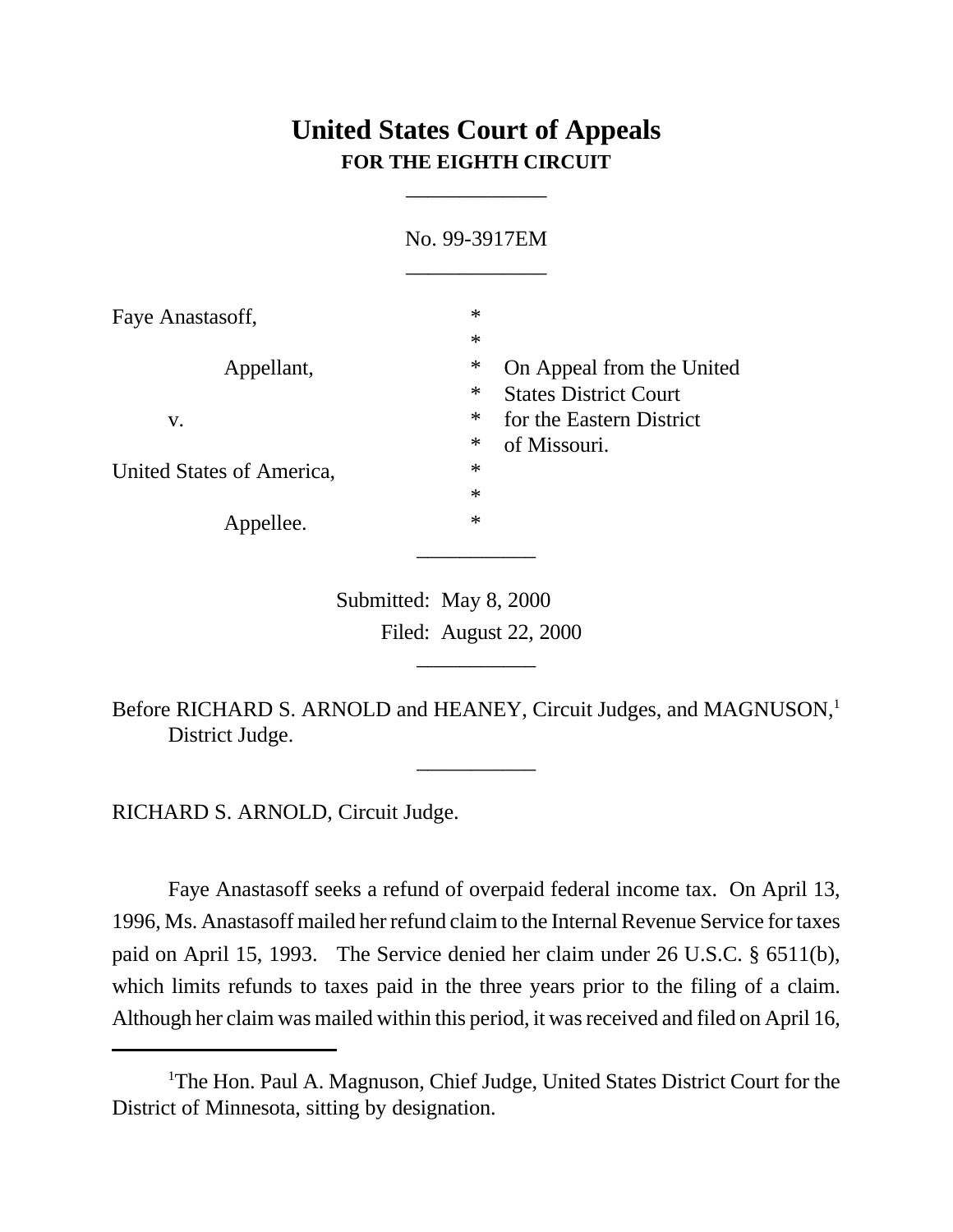# United States Court of Appeals
## FOR THE EIGHTH CIRCUIT

___________

No. 99-3917EM

___________

| | | |
|---|---|---|
| Faye Anastasoff, | * | |
| | * | |
| Appellant, | * | On Appeal from the United |
| | * | States District Court |
| v. | * | for the Eastern District |
| | * | of Missouri. |
| United States of America, | * | |
| | * | |
| Appellee. | * | |

___________

Submitted: May 8, 2000
Filed: August 22, 2000

___________

Before RICHARD S. ARNOLD and HEANEY, Circuit Judges, and MAGNUSON,[1] District Judge.

___________

RICHARD S. ARNOLD, Circuit Judge.

Faye Anastasoff seeks a refund of overpaid federal income tax. On April 13, 1996, Ms. Anastasoff mailed her refund claim to the Internal Revenue Service for taxes paid on April 15, 1993. The Service denied her claim under 26 U.S.C. § 6511(b), which limits refunds to taxes paid in the three years prior to the filing of a claim. Although her claim was mailed within this period, it was received and filed on April 16,

---

[1]The Hon. Paul A. Magnuson, Chief Judge, United States District Court for the District of Minnesota, sitting by designation.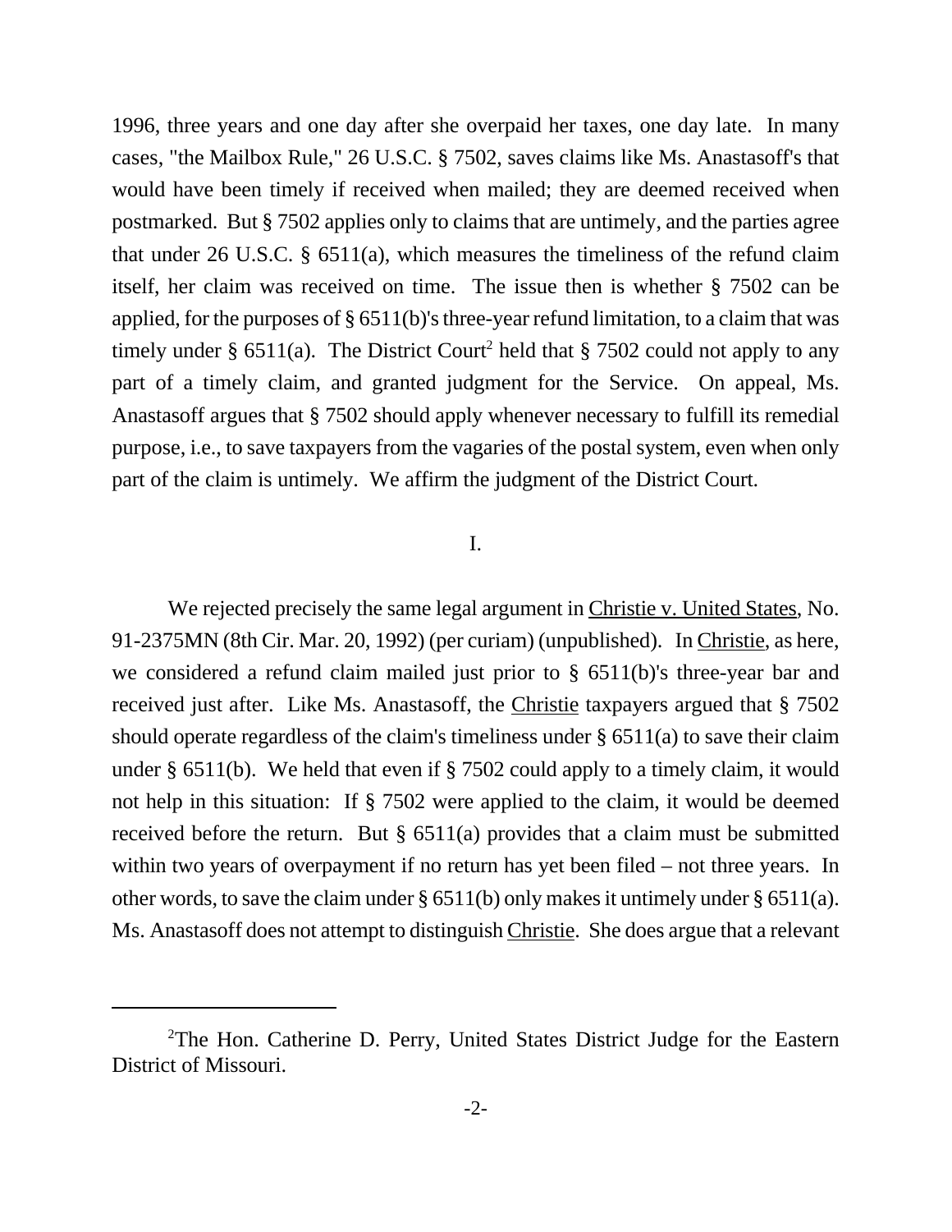1996, three years and one day after she overpaid her taxes, one day late. In many cases, "the Mailbox Rule," 26 U.S.C. § 7502, saves claims like Ms. Anastasoff's that would have been timely if received when mailed; they are deemed received when postmarked. But § 7502 applies only to claims that are untimely, and the parties agree that under 26 U.S.C. § 6511(a), which measures the timeliness of the refund claim itself, her claim was received on time. The issue then is whether § 7502 can be applied, for the purposes of § 6511(b)'s three-year refund limitation, to a claim that was timely under § 6511(a). The District Court[2] held that § 7502 could not apply to any part of a timely claim, and granted judgment for the Service. On appeal, Ms. Anastasoff argues that § 7502 should apply whenever necessary to fulfill its remedial purpose, i.e., to save taxpayers from the vagaries of the postal system, even when only part of the claim is untimely. We affirm the judgment of the District Court.

## I.

We rejected precisely the same legal argument in Christie v. United States, No. 91-2375MN (8th Cir. Mar. 20, 1992) (per curiam) (unpublished). In Christie, as here, we considered a refund claim mailed just prior to § 6511(b)'s three-year bar and received just after. Like Ms. Anastasoff, the Christie taxpayers argued that § 7502 should operate regardless of the claim's timeliness under § 6511(a) to save their claim under § 6511(b). We held that even if § 7502 could apply to a timely claim, it would not help in this situation: If § 7502 were applied to the claim, it would be deemed received before the return. But § 6511(a) provides that a claim must be submitted within two years of overpayment if no return has yet been filed – not three years. In other words, to save the claim under § 6511(b) only makes it untimely under § 6511(a). Ms. Anastasoff does not attempt to distinguish Christie. She does argue that a relevant

[2]The Hon. Catherine D. Perry, United States District Judge for the Eastern District of Missouri.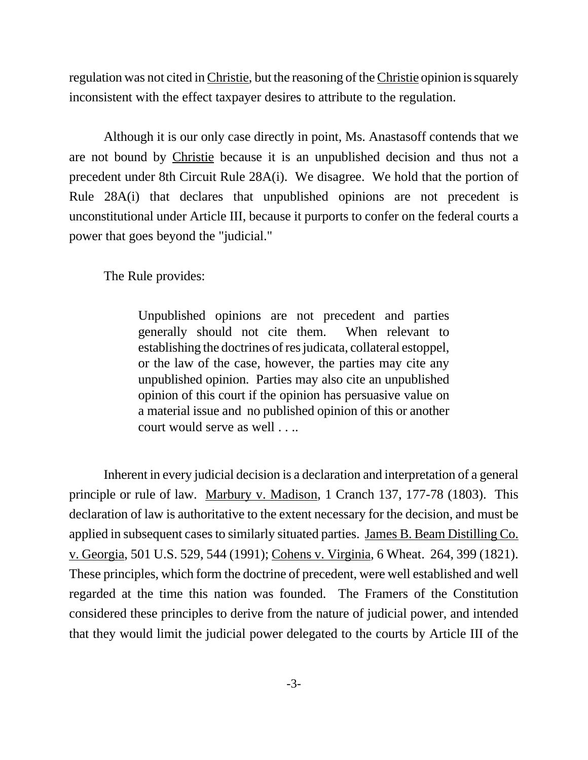regulation was not cited in Christie, but the reasoning of the Christie opinion is squarely inconsistent with the effect taxpayer desires to attribute to the regulation.

Although it is our only case directly in point, Ms. Anastasoff contends that we are not bound by Christie because it is an unpublished decision and thus not a precedent under 8th Circuit Rule 28A(i). We disagree. We hold that the portion of Rule 28A(i) that declares that unpublished opinions are not precedent is unconstitutional under Article III, because it purports to confer on the federal courts a power that goes beyond the "judicial."

The Rule provides:

> Unpublished opinions are not precedent and parties generally should not cite them. When relevant to establishing the doctrines of res judicata, collateral estoppel, or the law of the case, however, the parties may cite any unpublished opinion. Parties may also cite an unpublished opinion of this court if the opinion has persuasive value on a material issue and no published opinion of this or another court would serve as well . . ..

Inherent in every judicial decision is a declaration and interpretation of a general principle or rule of law. Marbury v. Madison, 1 Cranch 137, 177-78 (1803). This declaration of law is authoritative to the extent necessary for the decision, and must be applied in subsequent cases to similarly situated parties. James B. Beam Distilling Co. v. Georgia, 501 U.S. 529, 544 (1991); Cohens v. Virginia, 6 Wheat. 264, 399 (1821). These principles, which form the doctrine of precedent, were well established and well regarded at the time this nation was founded. The Framers of the Constitution considered these principles to derive from the nature of judicial power, and intended that they would limit the judicial power delegated to the courts by Article III of the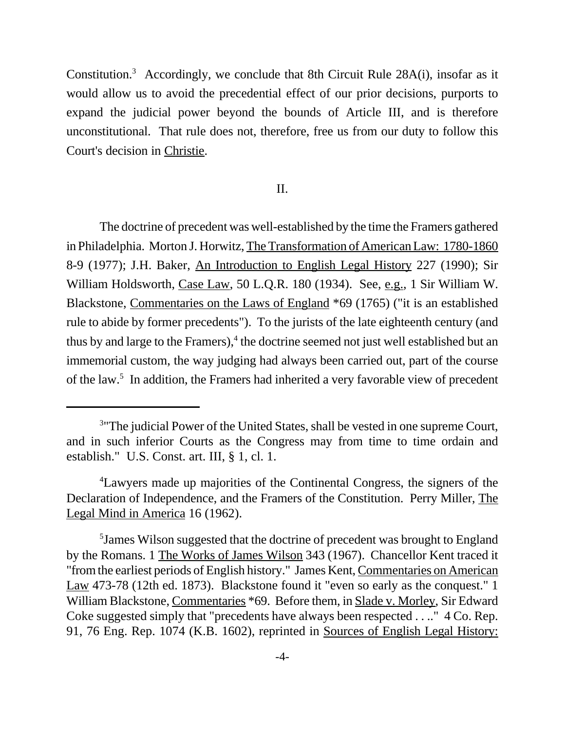Constitution.[3] Accordingly, we conclude that 8th Circuit Rule 28A(i), insofar as it would allow us to avoid the precedential effect of our prior decisions, purports to expand the judicial power beyond the bounds of Article III, and is therefore unconstitutional. That rule does not, therefore, free us from our duty to follow this Court's decision in Christie.

## II.

The doctrine of precedent was well-established by the time the Framers gathered in Philadelphia. Morton J. Horwitz, The Transformation of American Law: 1780-1860 8-9 (1977); J.H. Baker, An Introduction to English Legal History 227 (1990); Sir William Holdsworth, Case Law, 50 L.Q.R. 180 (1934). See, e.g., 1 Sir William W. Blackstone, Commentaries on the Laws of England *69 (1765) ("it is an established rule to abide by former precedents"). To the jurists of the late eighteenth century (and thus by and large to the Framers),[4] the doctrine seemed not just well established but an immemorial custom, the way judging had always been carried out, part of the course of the law.[5] In addition, the Framers had inherited a very favorable view of precedent

---

[3]"The judicial Power of the United States, shall be vested in one supreme Court, and in such inferior Courts as the Congress may from time to time ordain and establish." U.S. Const. art. III, § 1, cl. 1.

[4]Lawyers made up majorities of the Continental Congress, the signers of the Declaration of Independence, and the Framers of the Constitution. Perry Miller, The Legal Mind in America 16 (1962).

[5]James Wilson suggested that the doctrine of precedent was brought to England by the Romans. 1 The Works of James Wilson 343 (1967). Chancellor Kent traced it "from the earliest periods of English history." James Kent, Commentaries on American Law 473-78 (12th ed. 1873). Blackstone found it "even so early as the conquest." 1 William Blackstone, Commentaries *69. Before them, in Slade v. Morley, Sir Edward Coke suggested simply that "precedents have always been respected . . .." 4 Co. Rep. 91, 76 Eng. Rep. 1074 (K.B. 1602), reprinted in Sources of English Legal History: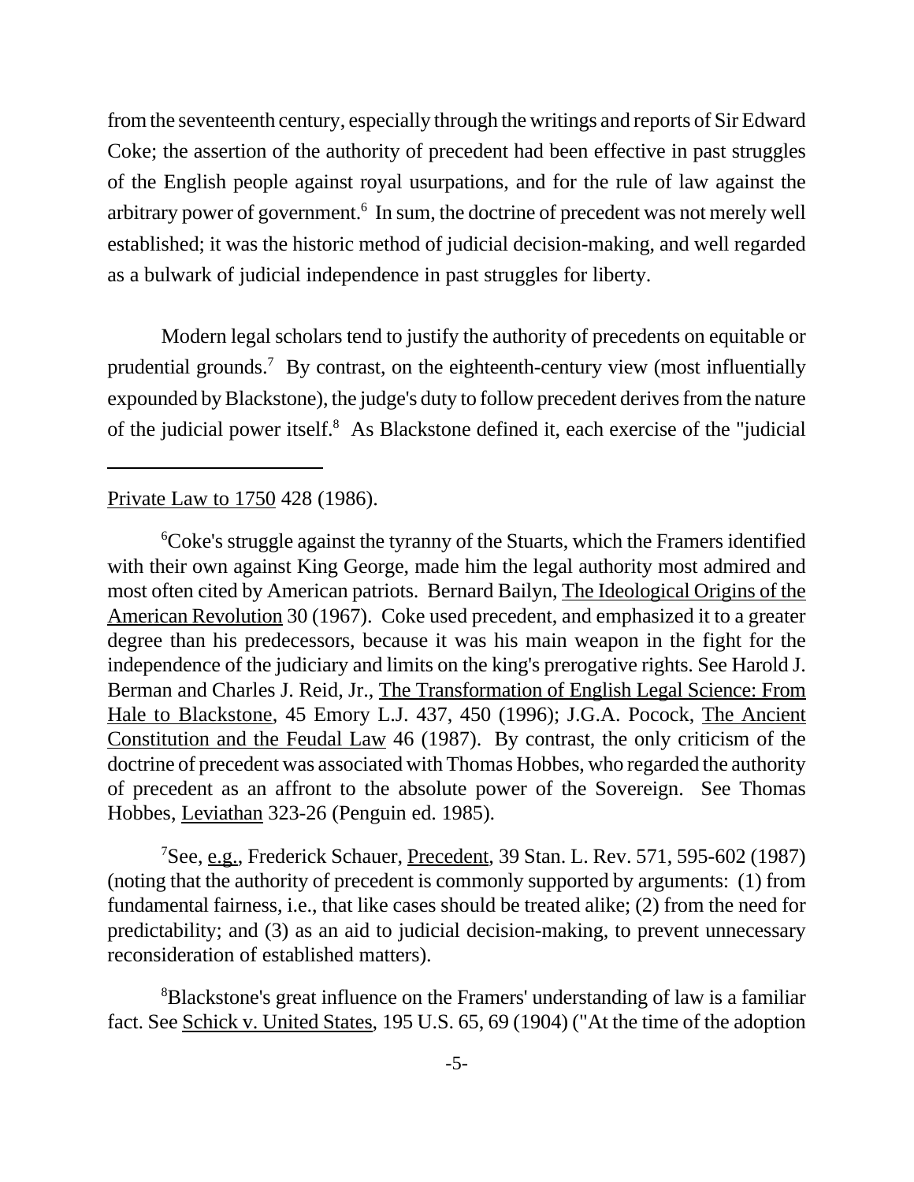from the seventeenth century, especially through the writings and reports of Sir Edward Coke; the assertion of the authority of precedent had been effective in past struggles of the English people against royal usurpations, and for the rule of law against the arbitrary power of government.[6] In sum, the doctrine of precedent was not merely well established; it was the historic method of judicial decision-making, and well regarded as a bulwark of judicial independence in past struggles for liberty.

Modern legal scholars tend to justify the authority of precedents on equitable or prudential grounds.[7] By contrast, on the eighteenth-century view (most influentially expounded by Blackstone), the judge's duty to follow precedent derives from the nature of the judicial power itself.[8] As Blackstone defined it, each exercise of the "judicial

---

Private Law to 1750 428 (1986).

[6]Coke's struggle against the tyranny of the Stuarts, which the Framers identified with their own against King George, made him the legal authority most admired and most often cited by American patriots. Bernard Bailyn, The Ideological Origins of the American Revolution 30 (1967). Coke used precedent, and emphasized it to a greater degree than his predecessors, because it was his main weapon in the fight for the independence of the judiciary and limits on the king's prerogative rights. See Harold J. Berman and Charles J. Reid, Jr., The Transformation of English Legal Science: From Hale to Blackstone, 45 Emory L.J. 437, 450 (1996); J.G.A. Pocock, The Ancient Constitution and the Feudal Law 46 (1987). By contrast, the only criticism of the doctrine of precedent was associated with Thomas Hobbes, who regarded the authority of precedent as an affront to the absolute power of the Sovereign. See Thomas Hobbes, Leviathan 323-26 (Penguin ed. 1985).

[7]See, e.g., Frederick Schauer, Precedent, 39 Stan. L. Rev. 571, 595-602 (1987) (noting that the authority of precedent is commonly supported by arguments: (1) from fundamental fairness, i.e., that like cases should be treated alike; (2) from the need for predictability; and (3) as an aid to judicial decision-making, to prevent unnecessary reconsideration of established matters).

[8]Blackstone's great influence on the Framers' understanding of law is a familiar fact. See Schick v. United States, 195 U.S. 65, 69 (1904) ("At the time of the adoption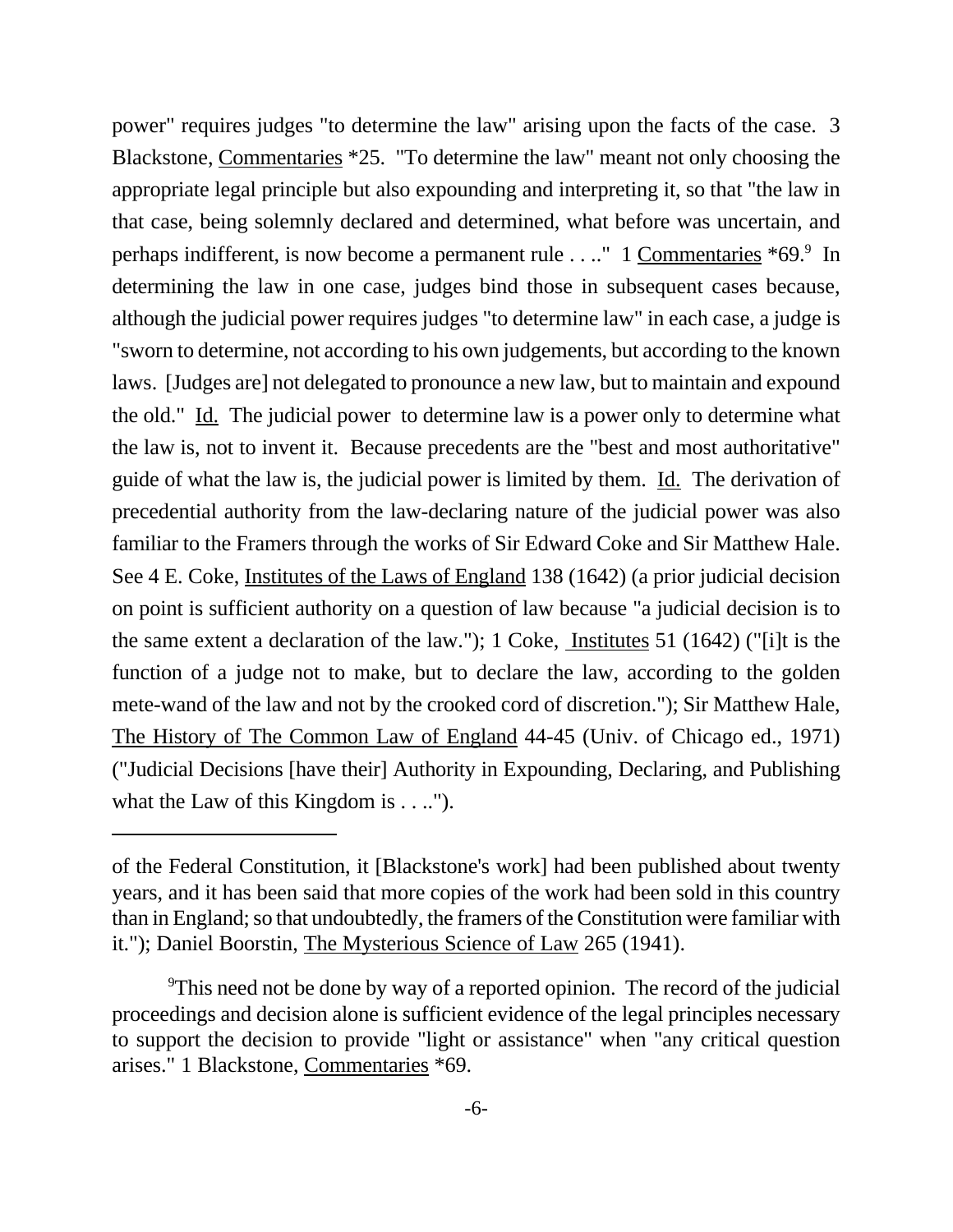power" requires judges "to determine the law" arising upon the facts of the case. 3 Blackstone, Commentaries *25. "To determine the law" meant not only choosing the appropriate legal principle but also expounding and interpreting it, so that "the law in that case, being solemnly declared and determined, what before was uncertain, and perhaps indifferent, is now become a permanent rule . . .." 1 Commentaries *69.[9] In determining the law in one case, judges bind those in subsequent cases because, although the judicial power requires judges "to determine law" in each case, a judge is "sworn to determine, not according to his own judgements, but according to the known laws. [Judges are] not delegated to pronounce a new law, but to maintain and expound the old." Id. The judicial power to determine law is a power only to determine what the law is, not to invent it. Because precedents are the "best and most authoritative" guide of what the law is, the judicial power is limited by them. Id. The derivation of precedential authority from the law-declaring nature of the judicial power was also familiar to the Framers through the works of Sir Edward Coke and Sir Matthew Hale. See 4 E. Coke, Institutes of the Laws of England 138 (1642) (a prior judicial decision on point is sufficient authority on a question of law because "a judicial decision is to the same extent a declaration of the law."); 1 Coke, Institutes 51 (1642) ("[i]t is the function of a judge not to make, but to declare the law, according to the golden mete-wand of the law and not by the crooked cord of discretion."); Sir Matthew Hale, The History of The Common Law of England 44-45 (Univ. of Chicago ed., 1971) ("Judicial Decisions [have their] Authority in Expounding, Declaring, and Publishing what the Law of this Kingdom is . . ..").

---

of the Federal Constitution, it [Blackstone's work] had been published about twenty years, and it has been said that more copies of the work had been sold in this country than in England; so that undoubtedly, the framers of the Constitution were familiar with it."); Daniel Boorstin, The Mysterious Science of Law 265 (1941).

[9] This need not be done by way of a reported opinion. The record of the judicial proceedings and decision alone is sufficient evidence of the legal principles necessary to support the decision to provide "light or assistance" when "any critical question arises." 1 Blackstone, Commentaries *69.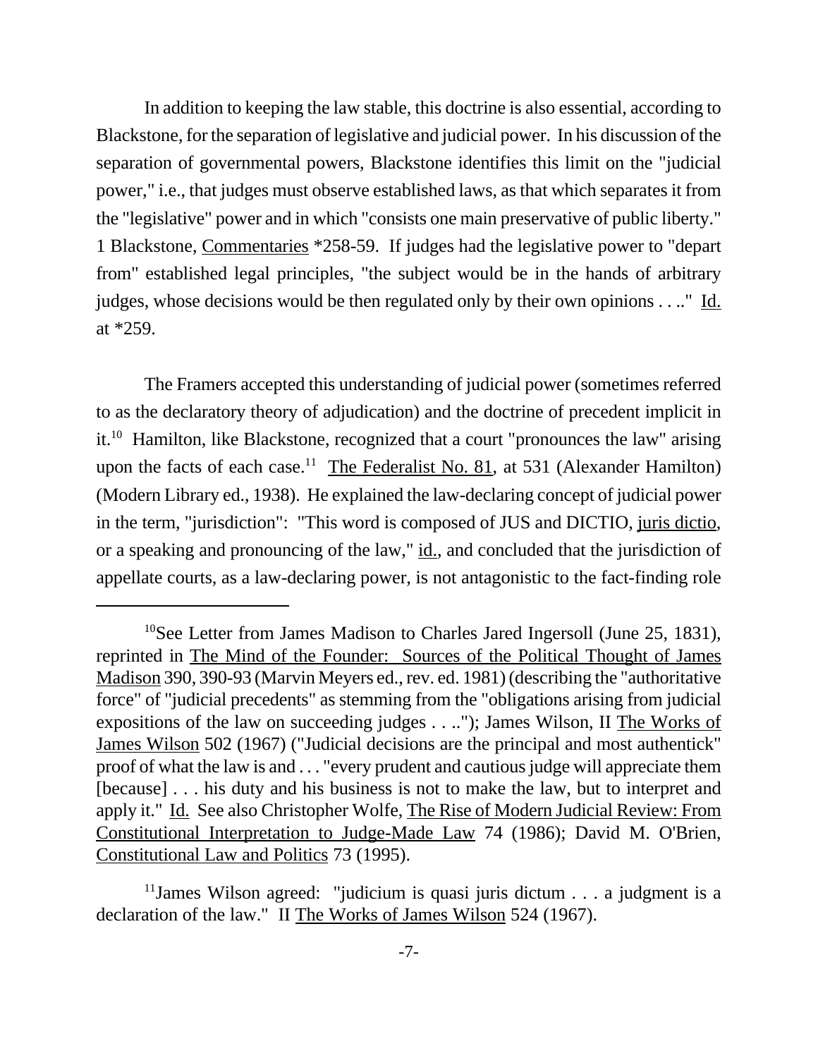In addition to keeping the law stable, this doctrine is also essential, according to Blackstone, for the separation of legislative and judicial power. In his discussion of the separation of governmental powers, Blackstone identifies this limit on the "judicial power," i.e., that judges must observe established laws, as that which separates it from the "legislative" power and in which "consists one main preservative of public liberty." 1 Blackstone, Commentaries *258-59. If judges had the legislative power to "depart from" established legal principles, "the subject would be in the hands of arbitrary judges, whose decisions would be then regulated only by their own opinions . . .." Id. at *259.

The Framers accepted this understanding of judicial power (sometimes referred to as the declaratory theory of adjudication) and the doctrine of precedent implicit in it.[10] Hamilton, like Blackstone, recognized that a court "pronounces the law" arising upon the facts of each case.[11] The Federalist No. 81, at 531 (Alexander Hamilton) (Modern Library ed., 1938). He explained the law-declaring concept of judicial power in the term, "jurisdiction": "This word is composed of JUS and DICTIO, juris dictio, or a speaking and pronouncing of the law," id., and concluded that the jurisdiction of appellate courts, as a law-declaring power, is not antagonistic to the fact-finding role

---

[10] See Letter from James Madison to Charles Jared Ingersoll (June 25, 1831), reprinted in The Mind of the Founder: Sources of the Political Thought of James Madison 390, 390-93 (Marvin Meyers ed., rev. ed. 1981) (describing the "authoritative force" of "judicial precedents" as stemming from the "obligations arising from judicial expositions of the law on succeeding judges . . .."); James Wilson, II The Works of James Wilson 502 (1967) ("Judicial decisions are the principal and most authentick" proof of what the law is and . . . "every prudent and cautious judge will appreciate them [because] . . . his duty and his business is not to make the law, but to interpret and apply it." Id. See also Christopher Wolfe, The Rise of Modern Judicial Review: From Constitutional Interpretation to Judge-Made Law 74 (1986); David M. O'Brien, Constitutional Law and Politics 73 (1995).

[11] James Wilson agreed: "judicium is quasi juris dictum . . . a judgment is a declaration of the law." II The Works of James Wilson 524 (1967).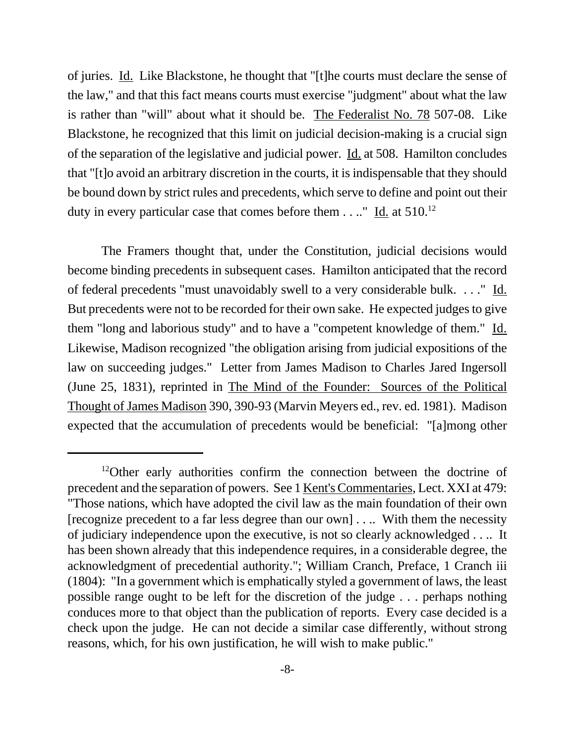of juries. Id. Like Blackstone, he thought that "[t]he courts must declare the sense of the law," and that this fact means courts must exercise "judgment" about what the law is rather than "will" about what it should be. The Federalist No. 78 507-08. Like Blackstone, he recognized that this limit on judicial decision-making is a crucial sign of the separation of the legislative and judicial power. Id. at 508. Hamilton concludes that "[t]o avoid an arbitrary discretion in the courts, it is indispensable that they should be bound down by strict rules and precedents, which serve to define and point out their duty in every particular case that comes before them . . .." Id. at 510.[12]

The Framers thought that, under the Constitution, judicial decisions would become binding precedents in subsequent cases. Hamilton anticipated that the record of federal precedents "must unavoidably swell to a very considerable bulk. . . ." Id. But precedents were not to be recorded for their own sake. He expected judges to give them "long and laborious study" and to have a "competent knowledge of them." Id. Likewise, Madison recognized "the obligation arising from judicial expositions of the law on succeeding judges." Letter from James Madison to Charles Jared Ingersoll (June 25, 1831), reprinted in The Mind of the Founder: Sources of the Political Thought of James Madison 390, 390-93 (Marvin Meyers ed., rev. ed. 1981). Madison expected that the accumulation of precedents would be beneficial: "[a]mong other

---

[12] Other early authorities confirm the connection between the doctrine of precedent and the separation of powers. See 1 Kent's Commentaries, Lect. XXI at 479: "Those nations, which have adopted the civil law as the main foundation of their own [recognize precedent to a far less degree than our own] . . .. With them the necessity of judiciary independence upon the executive, is not so clearly acknowledged . . .. It has been shown already that this independence requires, in a considerable degree, the acknowledgment of precedential authority."; William Cranch, Preface, 1 Cranch iii (1804): "In a government which is emphatically styled a government of laws, the least possible range ought to be left for the discretion of the judge . . . perhaps nothing conduces more to that object than the publication of reports. Every case decided is a check upon the judge. He can not decide a similar case differently, without strong reasons, which, for his own justification, he will wish to make public."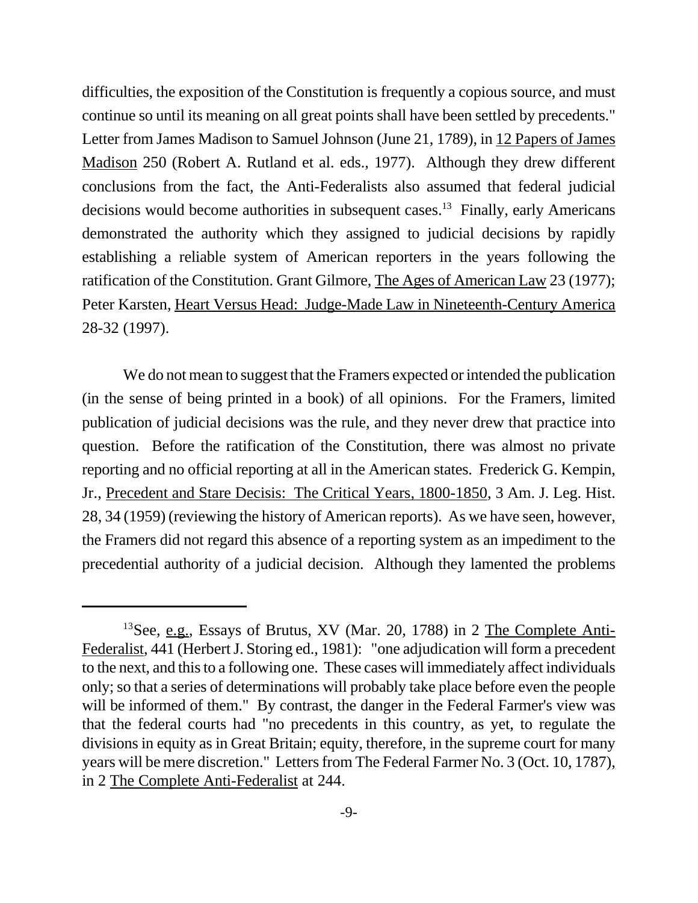difficulties, the exposition of the Constitution is frequently a copious source, and must continue so until its meaning on all great points shall have been settled by precedents." Letter from James Madison to Samuel Johnson (June 21, 1789), in 12 Papers of James Madison 250 (Robert A. Rutland et al. eds., 1977). Although they drew different conclusions from the fact, the Anti-Federalists also assumed that federal judicial decisions would become authorities in subsequent cases.[13] Finally, early Americans demonstrated the authority which they assigned to judicial decisions by rapidly establishing a reliable system of American reporters in the years following the ratification of the Constitution. Grant Gilmore, The Ages of American Law 23 (1977); Peter Karsten, Heart Versus Head: Judge-Made Law in Nineteenth-Century America 28-32 (1997).

We do not mean to suggest that the Framers expected or intended the publication (in the sense of being printed in a book) of all opinions. For the Framers, limited publication of judicial decisions was the rule, and they never drew that practice into question. Before the ratification of the Constitution, there was almost no private reporting and no official reporting at all in the American states. Frederick G. Kempin, Jr., Precedent and Stare Decisis: The Critical Years, 1800-1850, 3 Am. J. Leg. Hist. 28, 34 (1959) (reviewing the history of American reports). As we have seen, however, the Framers did not regard this absence of a reporting system as an impediment to the precedential authority of a judicial decision. Although they lamented the problems

---

[13] See, e.g., Essays of Brutus, XV (Mar. 20, 1788) in 2 The Complete Anti-Federalist, 441 (Herbert J. Storing ed., 1981): "one adjudication will form a precedent to the next, and this to a following one. These cases will immediately affect individuals only; so that a series of determinations will probably take place before even the people will be informed of them." By contrast, the danger in the Federal Farmer's view was that the federal courts had "no precedents in this country, as yet, to regulate the divisions in equity as in Great Britain; equity, therefore, in the supreme court for many years will be mere discretion." Letters from The Federal Farmer No. 3 (Oct. 10, 1787), in 2 The Complete Anti-Federalist at 244.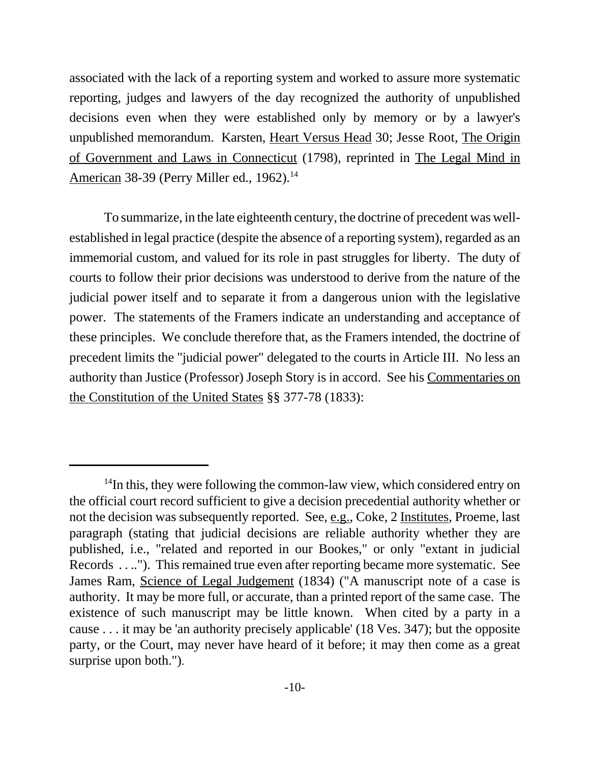associated with the lack of a reporting system and worked to assure more systematic reporting, judges and lawyers of the day recognized the authority of unpublished decisions even when they were established only by memory or by a lawyer's unpublished memorandum. Karsten, Heart Versus Head 30; Jesse Root, The Origin of Government and Laws in Connecticut (1798), reprinted in The Legal Mind in American 38-39 (Perry Miller ed., 1962).[14]

To summarize, in the late eighteenth century, the doctrine of precedent was well-established in legal practice (despite the absence of a reporting system), regarded as an immemorial custom, and valued for its role in past struggles for liberty. The duty of courts to follow their prior decisions was understood to derive from the nature of the judicial power itself and to separate it from a dangerous union with the legislative power. The statements of the Framers indicate an understanding and acceptance of these principles. We conclude therefore that, as the Framers intended, the doctrine of precedent limits the "judicial power" delegated to the courts in Article III. No less an authority than Justice (Professor) Joseph Story is in accord. See his Commentaries on the Constitution of the United States §§ 377-78 (1833):

---

[14] In this, they were following the common-law view, which considered entry on the official court record sufficient to give a decision precedential authority whether or not the decision was subsequently reported. See, e.g., Coke, 2 Institutes, Proeme, last paragraph (stating that judicial decisions are reliable authority whether they are published, i.e., "related and reported in our Bookes," or only "extant in judicial Records . . .."). This remained true even after reporting became more systematic. See James Ram, Science of Legal Judgement (1834) ("A manuscript note of a case is authority. It may be more full, or accurate, than a printed report of the same case. The existence of such manuscript may be little known. When cited by a party in a cause . . . it may be 'an authority precisely applicable' (18 Ves. 347); but the opposite party, or the Court, may never have heard of it before; it may then come as a great surprise upon both.").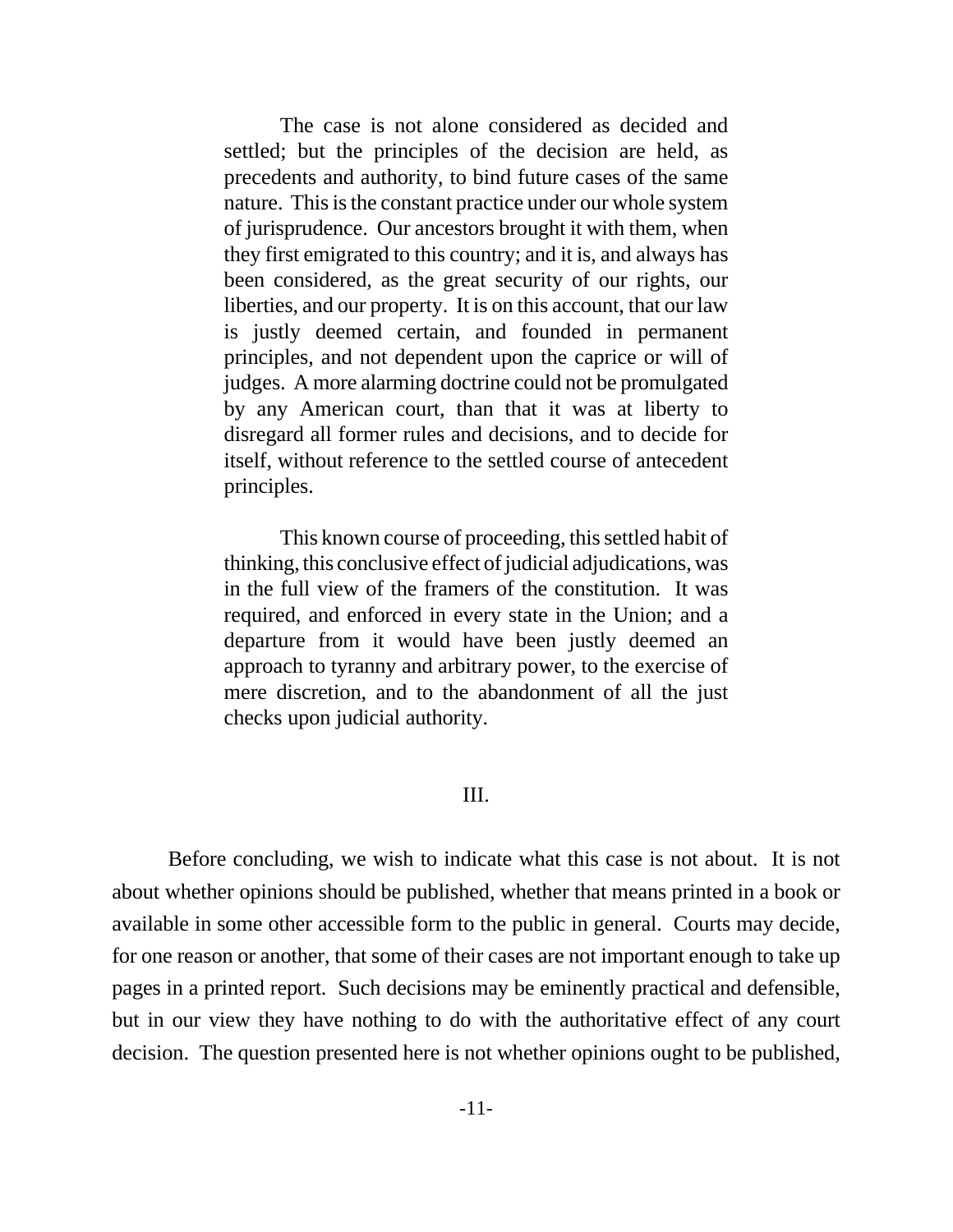> The case is not alone considered as decided and settled; but the principles of the decision are held, as precedents and authority, to bind future cases of the same nature. This is the constant practice under our whole system of jurisprudence. Our ancestors brought it with them, when they first emigrated to this country; and it is, and always has been considered, as the great security of our rights, our liberties, and our property. It is on this account, that our law is justly deemed certain, and founded in permanent principles, and not dependent upon the caprice or will of judges. A more alarming doctrine could not be promulgated by any American court, than that it was at liberty to disregard all former rules and decisions, and to decide for itself, without reference to the settled course of antecedent principles.
>
> This known course of proceeding, this settled habit of thinking, this conclusive effect of judicial adjudications, was in the full view of the framers of the constitution. It was required, and enforced in every state in the Union; and a departure from it would have been justly deemed an approach to tyranny and arbitrary power, to the exercise of mere discretion, and to the abandonment of all the just checks upon judicial authority.

## III.

Before concluding, we wish to indicate what this case is not about. It is not about whether opinions should be published, whether that means printed in a book or available in some other accessible form to the public in general. Courts may decide, for one reason or another, that some of their cases are not important enough to take up pages in a printed report. Such decisions may be eminently practical and defensible, but in our view they have nothing to do with the authoritative effect of any court decision. The question presented here is not whether opinions ought to be published,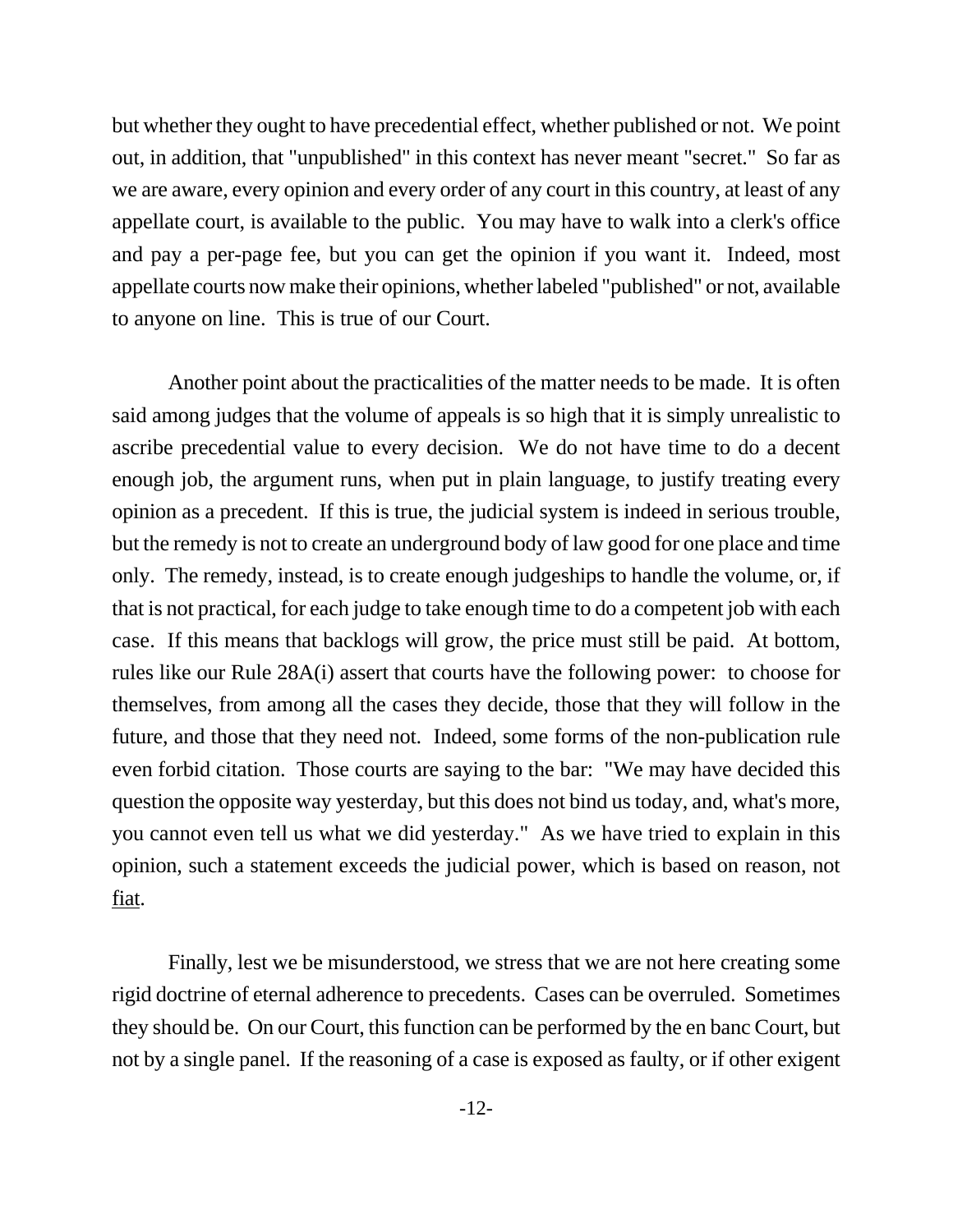but whether they ought to have precedential effect, whether published or not. We point out, in addition, that "unpublished" in this context has never meant "secret." So far as we are aware, every opinion and every order of any court in this country, at least of any appellate court, is available to the public. You may have to walk into a clerk's office and pay a per-page fee, but you can get the opinion if you want it. Indeed, most appellate courts now make their opinions, whether labeled "published" or not, available to anyone on line. This is true of our Court.

Another point about the practicalities of the matter needs to be made. It is often said among judges that the volume of appeals is so high that it is simply unrealistic to ascribe precedential value to every decision. We do not have time to do a decent enough job, the argument runs, when put in plain language, to justify treating every opinion as a precedent. If this is true, the judicial system is indeed in serious trouble, but the remedy is not to create an underground body of law good for one place and time only. The remedy, instead, is to create enough judgeships to handle the volume, or, if that is not practical, for each judge to take enough time to do a competent job with each case. If this means that backlogs will grow, the price must still be paid. At bottom, rules like our Rule 28A(i) assert that courts have the following power: to choose for themselves, from among all the cases they decide, those that they will follow in the future, and those that they need not. Indeed, some forms of the non-publication rule even forbid citation. Those courts are saying to the bar: "We may have decided this question the opposite way yesterday, but this does not bind us today, and, what's more, you cannot even tell us what we did yesterday." As we have tried to explain in this opinion, such a statement exceeds the judicial power, which is based on reason, not fiat.

Finally, lest we be misunderstood, we stress that we are not here creating some rigid doctrine of eternal adherence to precedents. Cases can be overruled. Sometimes they should be. On our Court, this function can be performed by the en banc Court, but not by a single panel. If the reasoning of a case is exposed as faulty, or if other exigent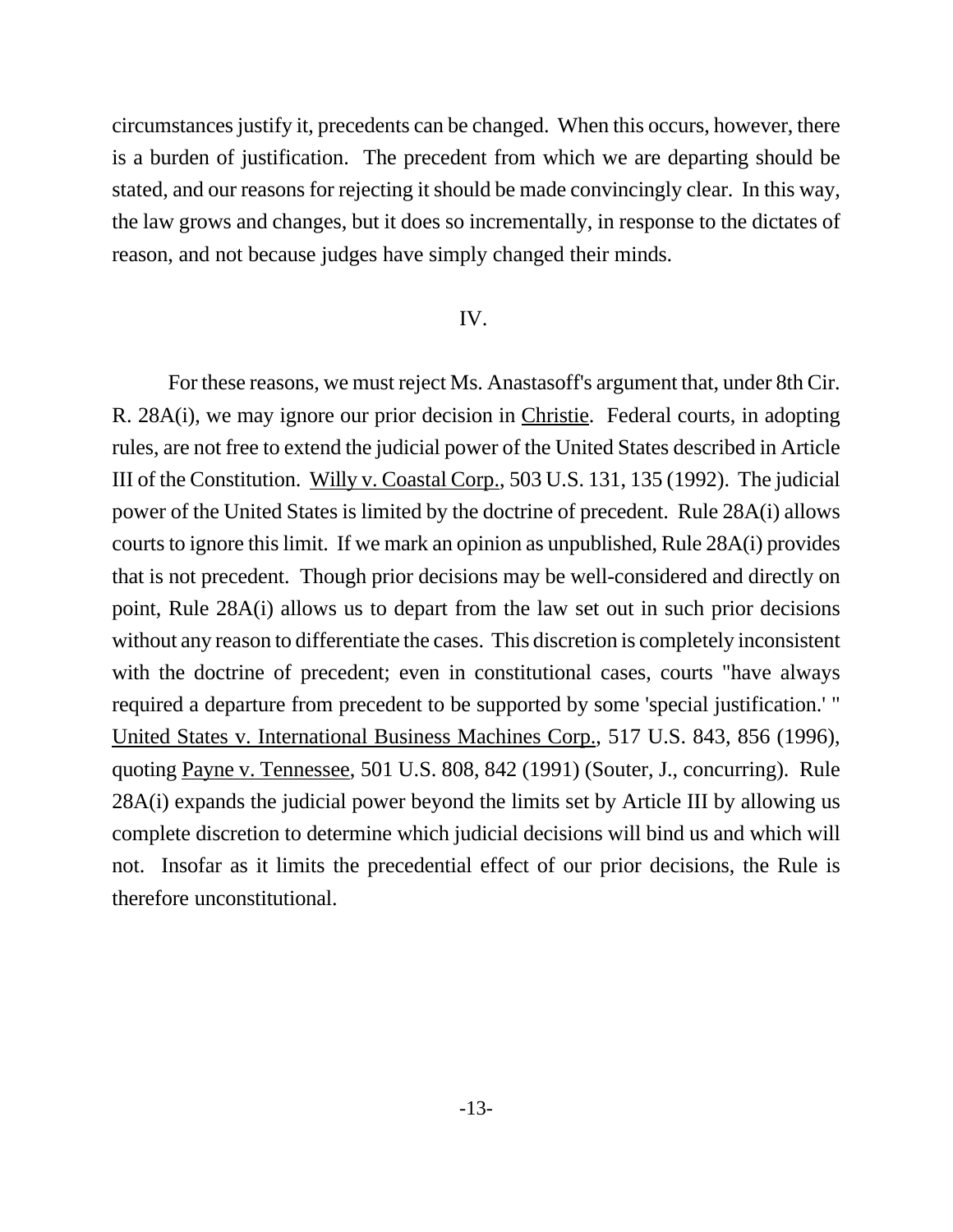circumstances justify it, precedents can be changed. When this occurs, however, there is a burden of justification. The precedent from which we are departing should be stated, and our reasons for rejecting it should be made convincingly clear. In this way, the law grows and changes, but it does so incrementally, in response to the dictates of reason, and not because judges have simply changed their minds.

## IV.

For these reasons, we must reject Ms. Anastasoff's argument that, under 8th Cir. R. 28A(i), we may ignore our prior decision in Christie. Federal courts, in adopting rules, are not free to extend the judicial power of the United States described in Article III of the Constitution. Willy v. Coastal Corp., 503 U.S. 131, 135 (1992). The judicial power of the United States is limited by the doctrine of precedent. Rule 28A(i) allows courts to ignore this limit. If we mark an opinion as unpublished, Rule 28A(i) provides that is not precedent. Though prior decisions may be well-considered and directly on point, Rule 28A(i) allows us to depart from the law set out in such prior decisions without any reason to differentiate the cases. This discretion is completely inconsistent with the doctrine of precedent; even in constitutional cases, courts "have always required a departure from precedent to be supported by some 'special justification.' " United States v. International Business Machines Corp., 517 U.S. 843, 856 (1996), quoting Payne v. Tennessee, 501 U.S. 808, 842 (1991) (Souter, J., concurring). Rule 28A(i) expands the judicial power beyond the limits set by Article III by allowing us complete discretion to determine which judicial decisions will bind us and which will not. Insofar as it limits the precedential effect of our prior decisions, the Rule is therefore unconstitutional.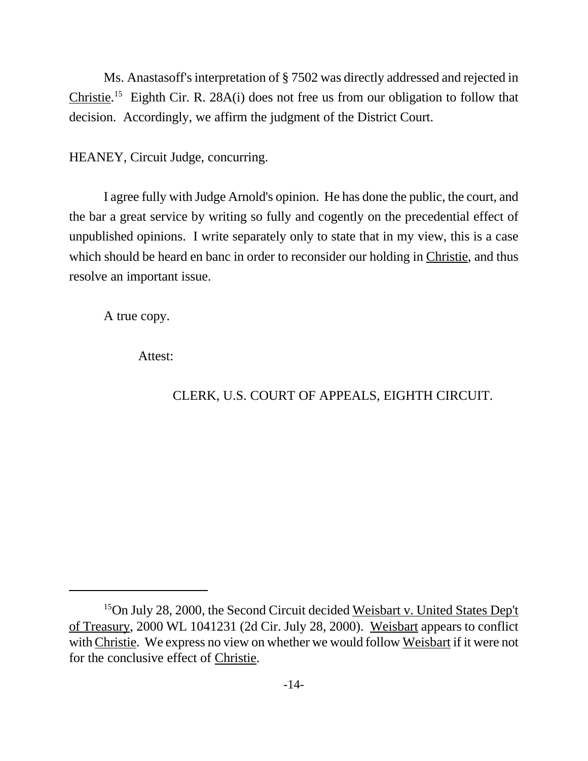Ms. Anastasoff's interpretation of § 7502 was directly addressed and rejected in Christie.[15] Eighth Cir. R. 28A(i) does not free us from our obligation to follow that decision. Accordingly, we affirm the judgment of the District Court.

HEANEY, Circuit Judge, concurring.

I agree fully with Judge Arnold's opinion. He has done the public, the court, and the bar a great service by writing so fully and cogently on the precedential effect of unpublished opinions. I write separately only to state that in my view, this is a case which should be heard en banc in order to reconsider our holding in Christie, and thus resolve an important issue.

A true copy.

Attest:

CLERK, U.S. COURT OF APPEALS, EIGHTH CIRCUIT.

---

[15] On July 28, 2000, the Second Circuit decided Weisbart v. United States Dep't of Treasury, 2000 WL 1041231 (2d Cir. July 28, 2000). Weisbart appears to conflict with Christie. We express no view on whether we would follow Weisbart if it were not for the conclusive effect of Christie.